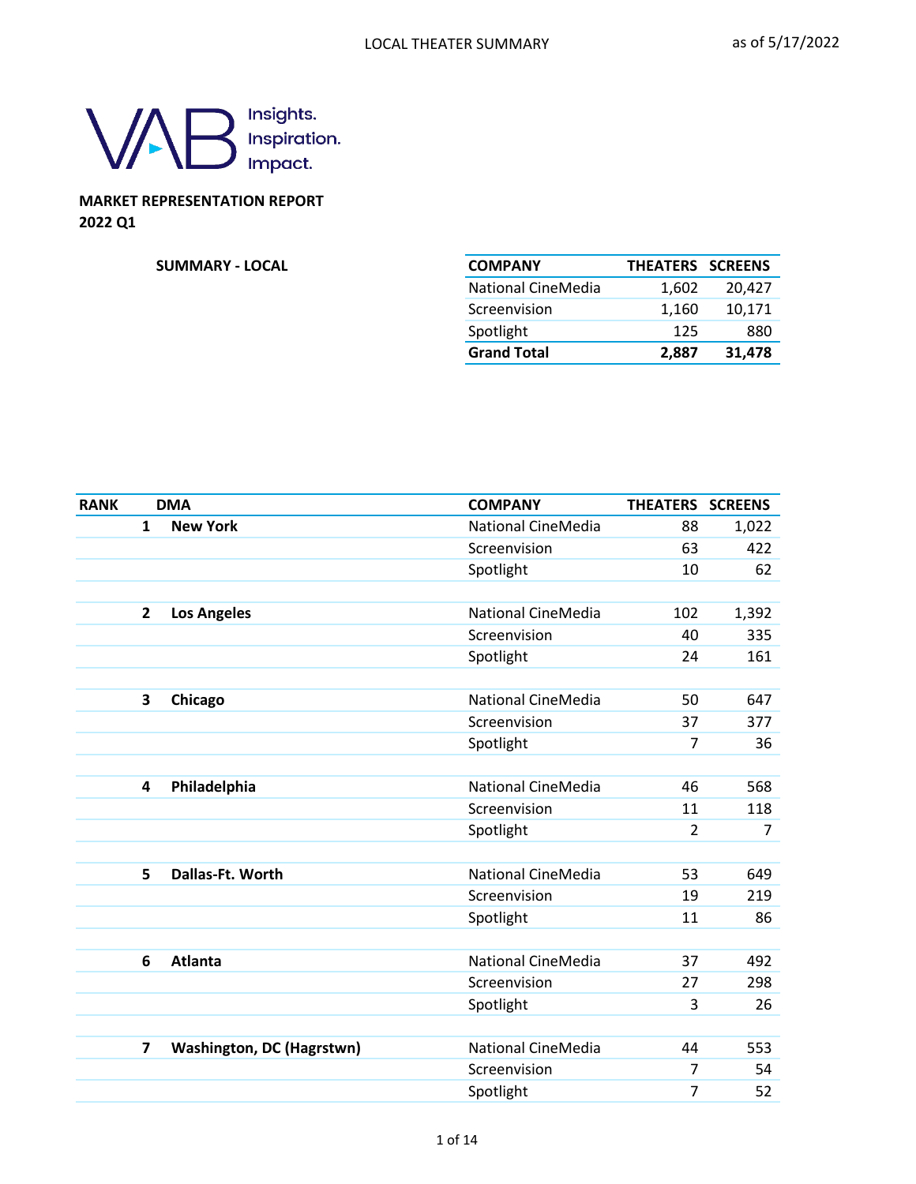LOCAL THEATER SUMMARY

as of 5/17/2022

VAB Insights. Inspiration. Impact.

**MARKET REPRESENTATION REPORT**
**2022 Q1**

**SUMMARY - LOCAL**

| COMPANY | THEATERS | SCREENS |
|---|---|---|
| National CineMedia | 1,602 | 20,427 |
| Screenvision | 1,160 | 10,171 |
| Spotlight | 125 | 880 |
| **Grand Total** | **2,887** | **31,478** |

| RANK | DMA | COMPANY | THEATERS | SCREENS |
|---|---|---|---|---|
| **1** | **New York** | National CineMedia | 88 | 1,022 |
| | | Screenvision | 63 | 422 |
| | | Spotlight | 10 | 62 |
| **2** | **Los Angeles** | National CineMedia | 102 | 1,392 |
| | | Screenvision | 40 | 335 |
| | | Spotlight | 24 | 161 |
| **3** | **Chicago** | National CineMedia | 50 | 647 |
| | | Screenvision | 37 | 377 |
| | | Spotlight | 7 | 36 |
| **4** | **Philadelphia** | National CineMedia | 46 | 568 |
| | | Screenvision | 11 | 118 |
| | | Spotlight | 2 | 7 |
| **5** | **Dallas-Ft. Worth** | National CineMedia | 53 | 649 |
| | | Screenvision | 19 | 219 |
| | | Spotlight | 11 | 86 |
| **6** | **Atlanta** | National CineMedia | 37 | 492 |
| | | Screenvision | 27 | 298 |
| | | Spotlight | 3 | 26 |
| **7** | **Washington, DC (Hagrstwn)** | National CineMedia | 44 | 553 |
| | | Screenvision | 7 | 54 |
| | | Spotlight | 7 | 52 |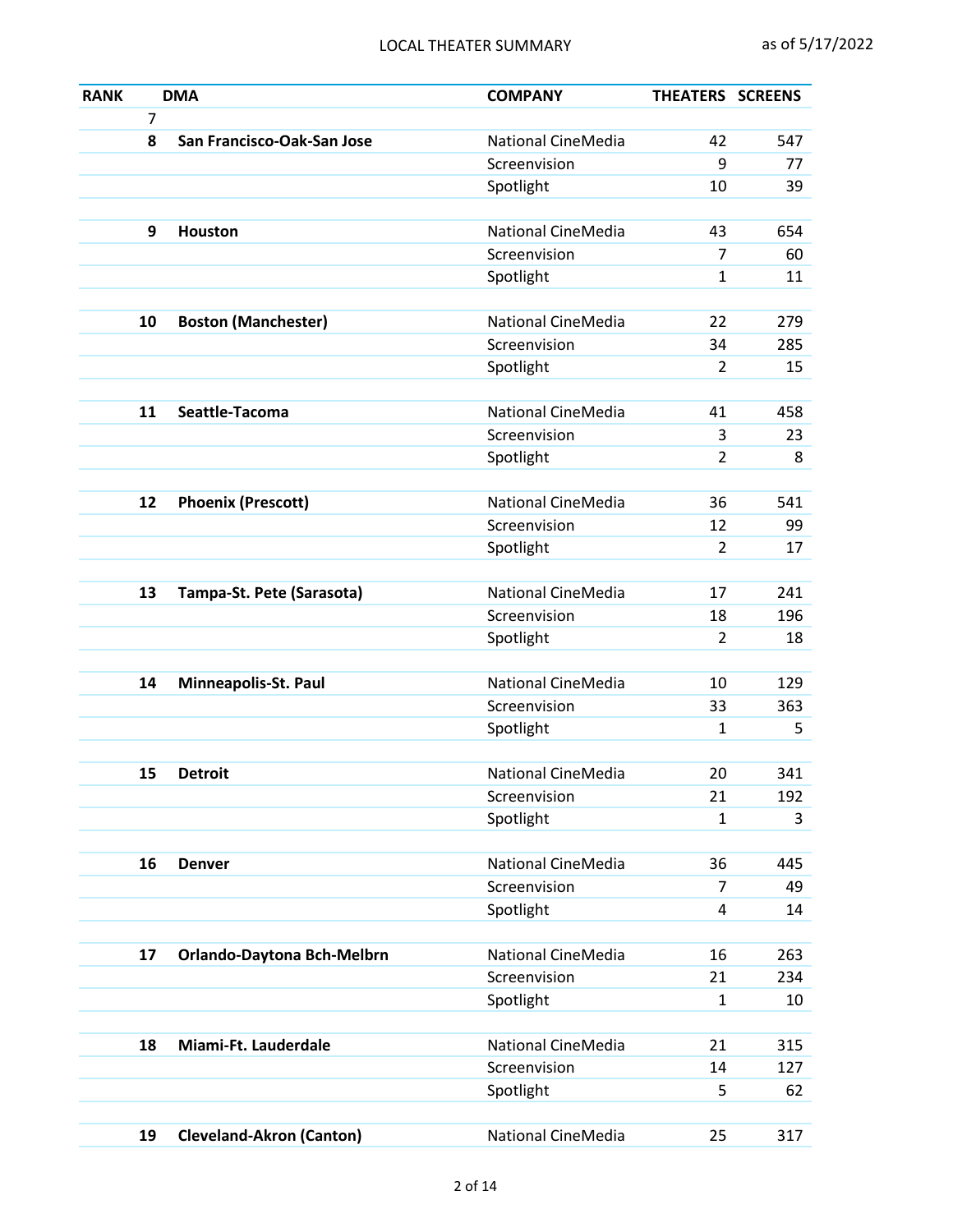| RANK | DMA | COMPANY | THEATERS | SCREENS |
|---|---|---|---|---|
| 7 | | | | |
| **8** | **San Francisco-Oak-San Jose** | National CineMedia | 42 | 547 |
| | | Screenvision | 9 | 77 |
| | | Spotlight | 10 | 39 |
| | | | | |
| **9** | **Houston** | National CineMedia | 43 | 654 |
| | | Screenvision | 7 | 60 |
| | | Spotlight | 1 | 11 |
| | | | | |
| **10** | **Boston (Manchester)** | National CineMedia | 22 | 279 |
| | | Screenvision | 34 | 285 |
| | | Spotlight | 2 | 15 |
| | | | | |
| **11** | **Seattle-Tacoma** | National CineMedia | 41 | 458 |
| | | Screenvision | 3 | 23 |
| | | Spotlight | 2 | 8 |
| | | | | |
| **12** | **Phoenix (Prescott)** | National CineMedia | 36 | 541 |
| | | Screenvision | 12 | 99 |
| | | Spotlight | 2 | 17 |
| | | | | |
| **13** | **Tampa-St. Pete (Sarasota)** | National CineMedia | 17 | 241 |
| | | Screenvision | 18 | 196 |
| | | Spotlight | 2 | 18 |
| | | | | |
| **14** | **Minneapolis-St. Paul** | National CineMedia | 10 | 129 |
| | | Screenvision | 33 | 363 |
| | | Spotlight | 1 | 5 |
| | | | | |
| **15** | **Detroit** | National CineMedia | 20 | 341 |
| | | Screenvision | 21 | 192 |
| | | Spotlight | 1 | 3 |
| | | | | |
| **16** | **Denver** | National CineMedia | 36 | 445 |
| | | Screenvision | 7 | 49 |
| | | Spotlight | 4 | 14 |
| | | | | |
| **17** | **Orlando-Daytona Bch-Melbrn** | National CineMedia | 16 | 263 |
| | | Screenvision | 21 | 234 |
| | | Spotlight | 1 | 10 |
| | | | | |
| **18** | **Miami-Ft. Lauderdale** | National CineMedia | 21 | 315 |
| | | Screenvision | 14 | 127 |
| | | Spotlight | 5 | 62 |
| | | | | |
| **19** | **Cleveland-Akron (Canton)** | National CineMedia | 25 | 317 |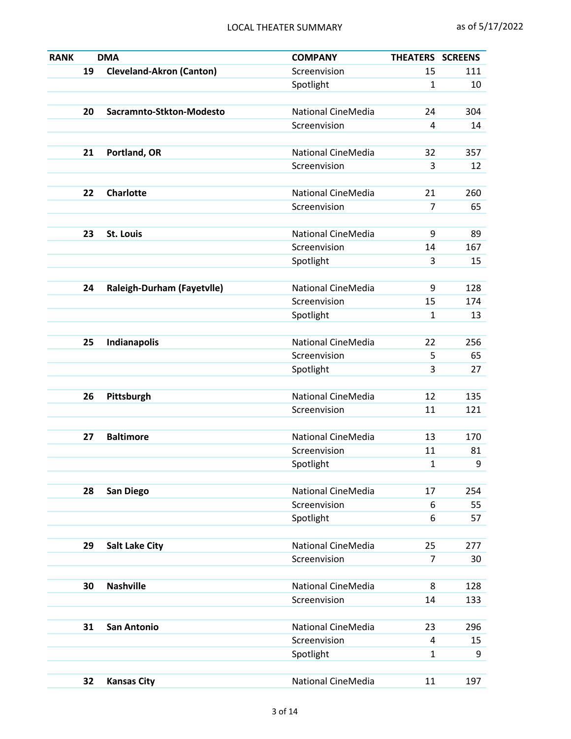| RANK | DMA | COMPANY | THEATERS | SCREENS |
|---|---|---|---|---|
| 19 | **Cleveland-Akron (Canton)** | Screenvision | 15 | 111 |
| | | Spotlight | 1 | 10 |
| 20 | **Sacramnto-Stkton-Modesto** | National CineMedia | 24 | 304 |
| | | Screenvision | 4 | 14 |
| 21 | **Portland, OR** | National CineMedia | 32 | 357 |
| | | Screenvision | 3 | 12 |
| 22 | **Charlotte** | National CineMedia | 21 | 260 |
| | | Screenvision | 7 | 65 |
| 23 | **St. Louis** | National CineMedia | 9 | 89 |
| | | Screenvision | 14 | 167 |
| | | Spotlight | 3 | 15 |
| 24 | **Raleigh-Durham (Fayetvlle)** | National CineMedia | 9 | 128 |
| | | Screenvision | 15 | 174 |
| | | Spotlight | 1 | 13 |
| 25 | **Indianapolis** | National CineMedia | 22 | 256 |
| | | Screenvision | 5 | 65 |
| | | Spotlight | 3 | 27 |
| 26 | **Pittsburgh** | National CineMedia | 12 | 135 |
| | | Screenvision | 11 | 121 |
| 27 | **Baltimore** | National CineMedia | 13 | 170 |
| | | Screenvision | 11 | 81 |
| | | Spotlight | 1 | 9 |
| 28 | **San Diego** | National CineMedia | 17 | 254 |
| | | Screenvision | 6 | 55 |
| | | Spotlight | 6 | 57 |
| 29 | **Salt Lake City** | National CineMedia | 25 | 277 |
| | | Screenvision | 7 | 30 |
| 30 | **Nashville** | National CineMedia | 8 | 128 |
| | | Screenvision | 14 | 133 |
| 31 | **San Antonio** | National CineMedia | 23 | 296 |
| | | Screenvision | 4 | 15 |
| | | Spotlight | 1 | 9 |
| 32 | **Kansas City** | National CineMedia | 11 | 197 |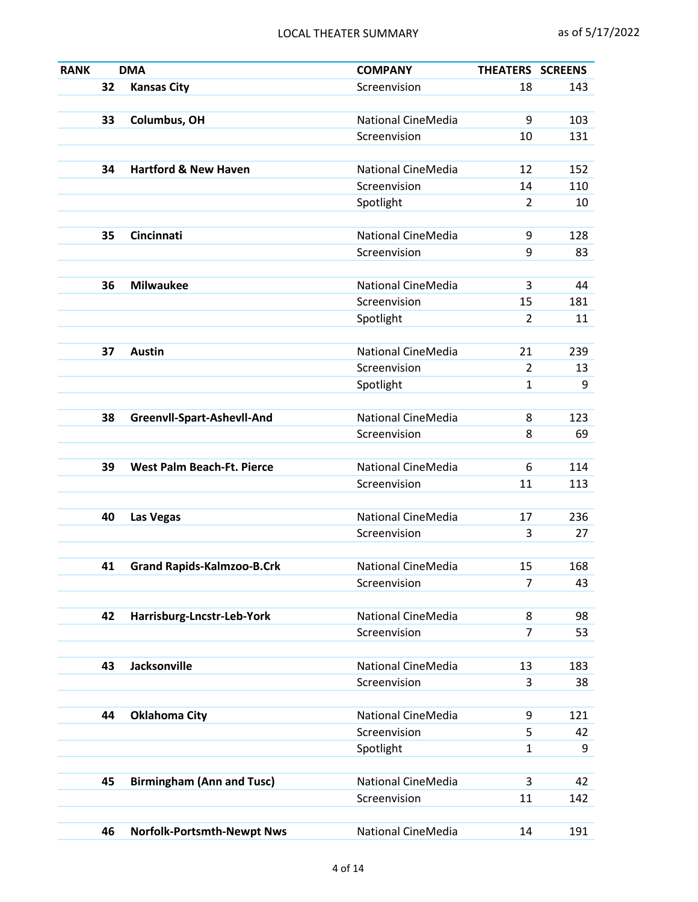# LOCAL THEATER SUMMARY

as of 5/17/2022

| RANK | DMA | COMPANY | THEATERS | SCREENS |
|---|---|---|---|---|
| 32 | **Kansas City** | Screenvision | 18 | 143 |
| 33 | **Columbus, OH** | National CineMedia | 9 | 103 |
| | | Screenvision | 10 | 131 |
| 34 | **Hartford & New Haven** | National CineMedia | 12 | 152 |
| | | Screenvision | 14 | 110 |
| | | Spotlight | 2 | 10 |
| 35 | **Cincinnati** | National CineMedia | 9 | 128 |
| | | Screenvision | 9 | 83 |
| 36 | **Milwaukee** | National CineMedia | 3 | 44 |
| | | Screenvision | 15 | 181 |
| | | Spotlight | 2 | 11 |
| 37 | **Austin** | National CineMedia | 21 | 239 |
| | | Screenvision | 2 | 13 |
| | | Spotlight | 1 | 9 |
| 38 | **Greenvll-Spart-Ashevll-And** | National CineMedia | 8 | 123 |
| | | Screenvision | 8 | 69 |
| 39 | **West Palm Beach-Ft. Pierce** | National CineMedia | 6 | 114 |
| | | Screenvision | 11 | 113 |
| 40 | **Las Vegas** | National CineMedia | 17 | 236 |
| | | Screenvision | 3 | 27 |
| 41 | **Grand Rapids-Kalmzoo-B.Crk** | National CineMedia | 15 | 168 |
| | | Screenvision | 7 | 43 |
| 42 | **Harrisburg-Lncstr-Leb-York** | National CineMedia | 8 | 98 |
| | | Screenvision | 7 | 53 |
| 43 | **Jacksonville** | National CineMedia | 13 | 183 |
| | | Screenvision | 3 | 38 |
| 44 | **Oklahoma City** | National CineMedia | 9 | 121 |
| | | Screenvision | 5 | 42 |
| | | Spotlight | 1 | 9 |
| 45 | **Birmingham (Ann and Tusc)** | National CineMedia | 3 | 42 |
| | | Screenvision | 11 | 142 |
| 46 | **Norfolk-Portsmth-Newpt Nws** | National CineMedia | 14 | 191 |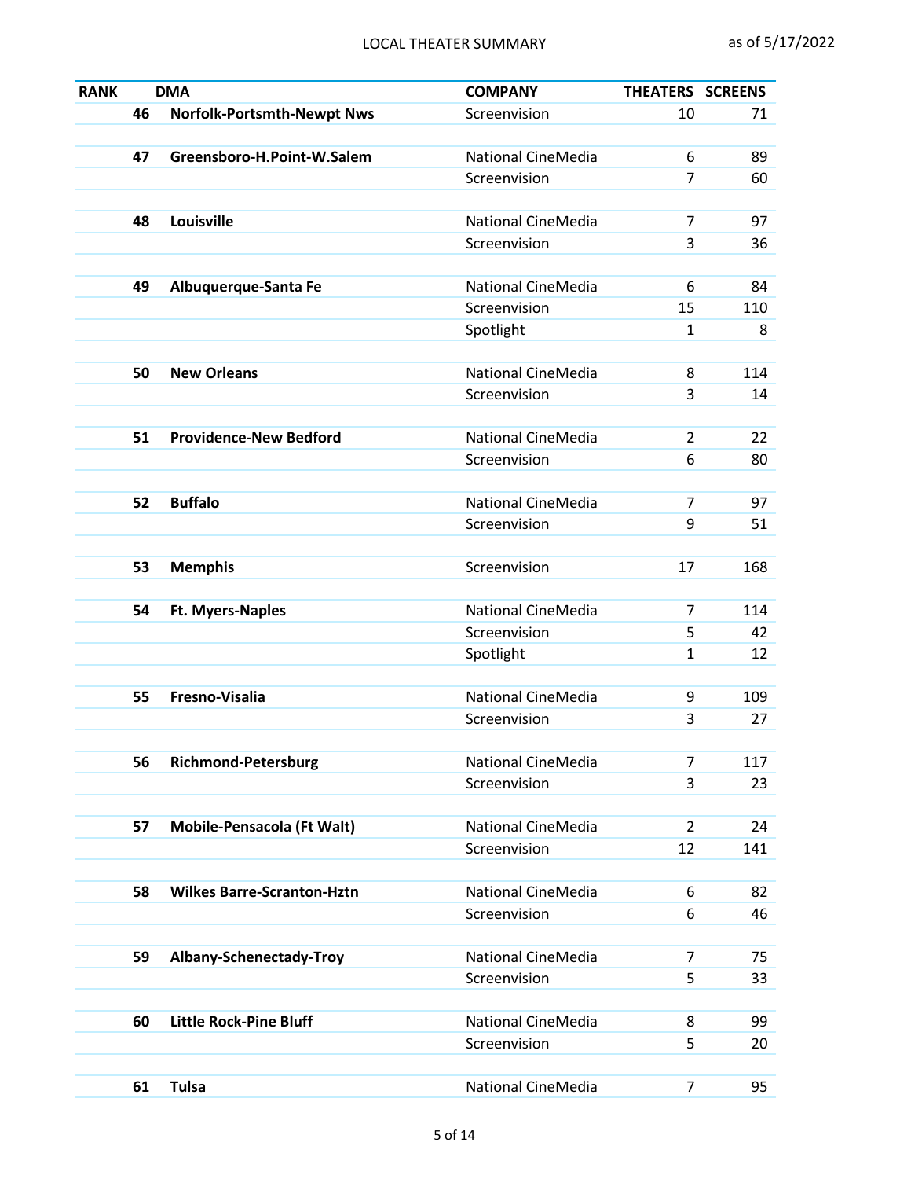| RANK | DMA | COMPANY | THEATERS | SCREENS |
|---|---|---|---|---|
| 46 | **Norfolk-Portsmth-Newpt Nws** | Screenvision | 10 | 71 |
| 47 | **Greensboro-H.Point-W.Salem** | National CineMedia | 6 | 89 |
| | | Screenvision | 7 | 60 |
| 48 | **Louisville** | National CineMedia | 7 | 97 |
| | | Screenvision | 3 | 36 |
| 49 | **Albuquerque-Santa Fe** | National CineMedia | 6 | 84 |
| | | Screenvision | 15 | 110 |
| | | Spotlight | 1 | 8 |
| 50 | **New Orleans** | National CineMedia | 8 | 114 |
| | | Screenvision | 3 | 14 |
| 51 | **Providence-New Bedford** | National CineMedia | 2 | 22 |
| | | Screenvision | 6 | 80 |
| 52 | **Buffalo** | National CineMedia | 7 | 97 |
| | | Screenvision | 9 | 51 |
| 53 | **Memphis** | Screenvision | 17 | 168 |
| 54 | **Ft. Myers-Naples** | National CineMedia | 7 | 114 |
| | | Screenvision | 5 | 42 |
| | | Spotlight | 1 | 12 |
| 55 | **Fresno-Visalia** | National CineMedia | 9 | 109 |
| | | Screenvision | 3 | 27 |
| 56 | **Richmond-Petersburg** | National CineMedia | 7 | 117 |
| | | Screenvision | 3 | 23 |
| 57 | **Mobile-Pensacola (Ft Walt)** | National CineMedia | 2 | 24 |
| | | Screenvision | 12 | 141 |
| 58 | **Wilkes Barre-Scranton-Hztn** | National CineMedia | 6 | 82 |
| | | Screenvision | 6 | 46 |
| 59 | **Albany-Schenectady-Troy** | National CineMedia | 7 | 75 |
| | | Screenvision | 5 | 33 |
| 60 | **Little Rock-Pine Bluff** | National CineMedia | 8 | 99 |
| | | Screenvision | 5 | 20 |
| 61 | **Tulsa** | National CineMedia | 7 | 95 |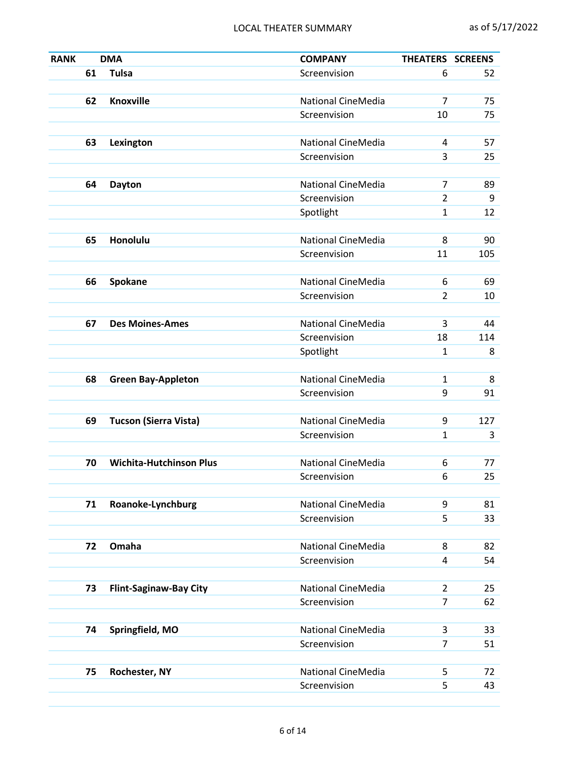| RANK | DMA | COMPANY | THEATERS | SCREENS |
|---|---|---|---|---|
| 61 | **Tulsa** | Screenvision | 6 | 52 |
| 62 | **Knoxville** | National CineMedia | 7 | 75 |
| | | Screenvision | 10 | 75 |
| 63 | **Lexington** | National CineMedia | 4 | 57 |
| | | Screenvision | 3 | 25 |
| 64 | **Dayton** | National CineMedia | 7 | 89 |
| | | Screenvision | 2 | 9 |
| | | Spotlight | 1 | 12 |
| 65 | **Honolulu** | National CineMedia | 8 | 90 |
| | | Screenvision | 11 | 105 |
| 66 | **Spokane** | National CineMedia | 6 | 69 |
| | | Screenvision | 2 | 10 |
| 67 | **Des Moines-Ames** | National CineMedia | 3 | 44 |
| | | Screenvision | 18 | 114 |
| | | Spotlight | 1 | 8 |
| 68 | **Green Bay-Appleton** | National CineMedia | 1 | 8 |
| | | Screenvision | 9 | 91 |
| 69 | **Tucson (Sierra Vista)** | National CineMedia | 9 | 127 |
| | | Screenvision | 1 | 3 |
| 70 | **Wichita-Hutchinson Plus** | National CineMedia | 6 | 77 |
| | | Screenvision | 6 | 25 |
| 71 | **Roanoke-Lynchburg** | National CineMedia | 9 | 81 |
| | | Screenvision | 5 | 33 |
| 72 | **Omaha** | National CineMedia | 8 | 82 |
| | | Screenvision | 4 | 54 |
| 73 | **Flint-Saginaw-Bay City** | National CineMedia | 2 | 25 |
| | | Screenvision | 7 | 62 |
| 74 | **Springfield, MO** | National CineMedia | 3 | 33 |
| | | Screenvision | 7 | 51 |
| 75 | **Rochester, NY** | National CineMedia | 5 | 72 |
| | | Screenvision | 5 | 43 |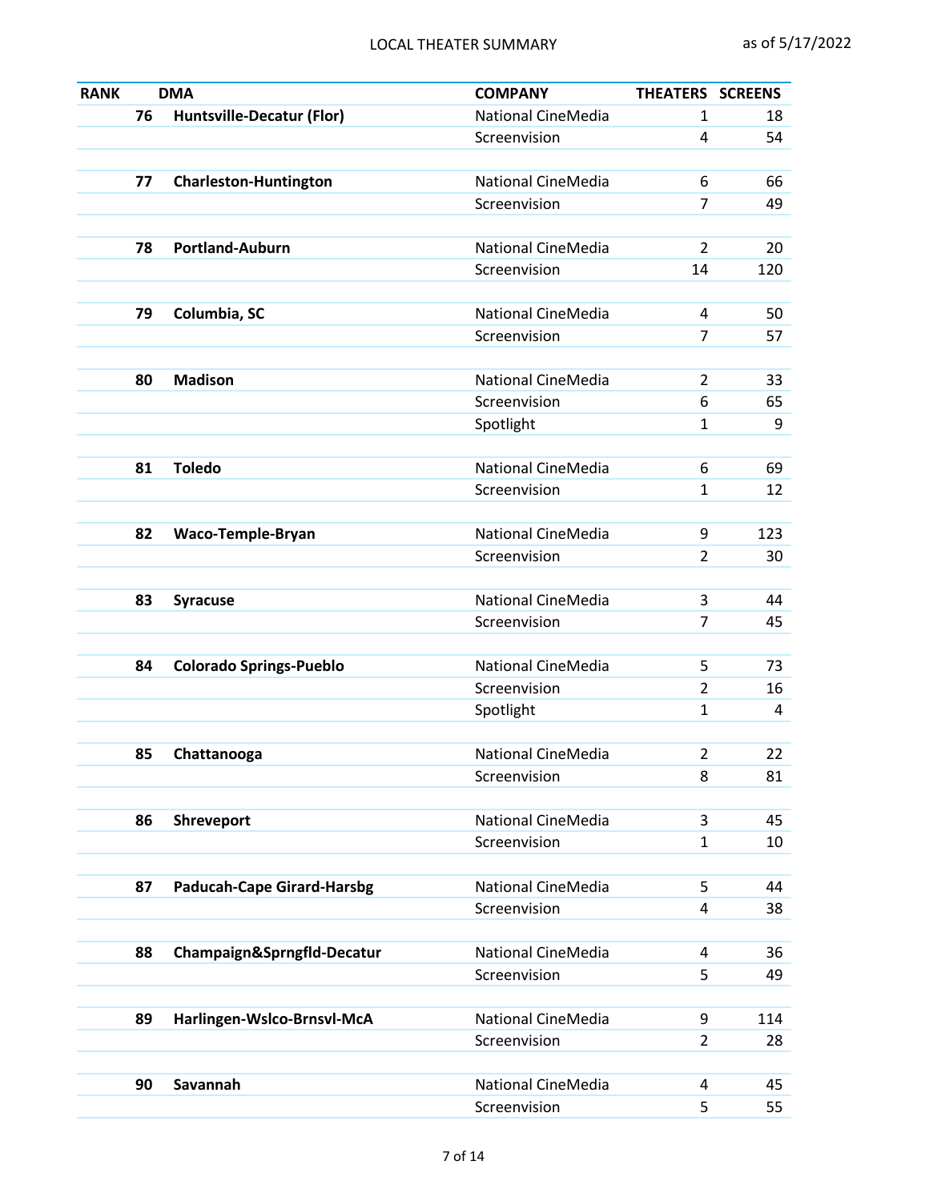| RANK | DMA | COMPANY | THEATERS | SCREENS |
|---|---|---|---|---|
| **76** | **Huntsville-Decatur (Flor)** | National CineMedia | 1 | 18 |
| | | Screenvision | 4 | 54 |
| | | | | |
| **77** | **Charleston-Huntington** | National CineMedia | 6 | 66 |
| | | Screenvision | 7 | 49 |
| | | | | |
| **78** | **Portland-Auburn** | National CineMedia | 2 | 20 |
| | | Screenvision | 14 | 120 |
| | | | | |
| **79** | **Columbia, SC** | National CineMedia | 4 | 50 |
| | | Screenvision | 7 | 57 |
| | | | | |
| **80** | **Madison** | National CineMedia | 2 | 33 |
| | | Screenvision | 6 | 65 |
| | | Spotlight | 1 | 9 |
| | | | | |
| **81** | **Toledo** | National CineMedia | 6 | 69 |
| | | Screenvision | 1 | 12 |
| | | | | |
| **82** | **Waco-Temple-Bryan** | National CineMedia | 9 | 123 |
| | | Screenvision | 2 | 30 |
| | | | | |
| **83** | **Syracuse** | National CineMedia | 3 | 44 |
| | | Screenvision | 7 | 45 |
| | | | | |
| **84** | **Colorado Springs-Pueblo** | National CineMedia | 5 | 73 |
| | | Screenvision | 2 | 16 |
| | | Spotlight | 1 | 4 |
| | | | | |
| **85** | **Chattanooga** | National CineMedia | 2 | 22 |
| | | Screenvision | 8 | 81 |
| | | | | |
| **86** | **Shreveport** | National CineMedia | 3 | 45 |
| | | Screenvision | 1 | 10 |
| | | | | |
| **87** | **Paducah-Cape Girard-Harsbg** | National CineMedia | 5 | 44 |
| | | Screenvision | 4 | 38 |
| | | | | |
| **88** | **Champaign&Sprngfld-Decatur** | National CineMedia | 4 | 36 |
| | | Screenvision | 5 | 49 |
| | | | | |
| **89** | **Harlingen-Wslco-Brnsvl-McA** | National CineMedia | 9 | 114 |
| | | Screenvision | 2 | 28 |
| | | | | |
| **90** | **Savannah** | National CineMedia | 4 | 45 |
| | | Screenvision | 5 | 55 |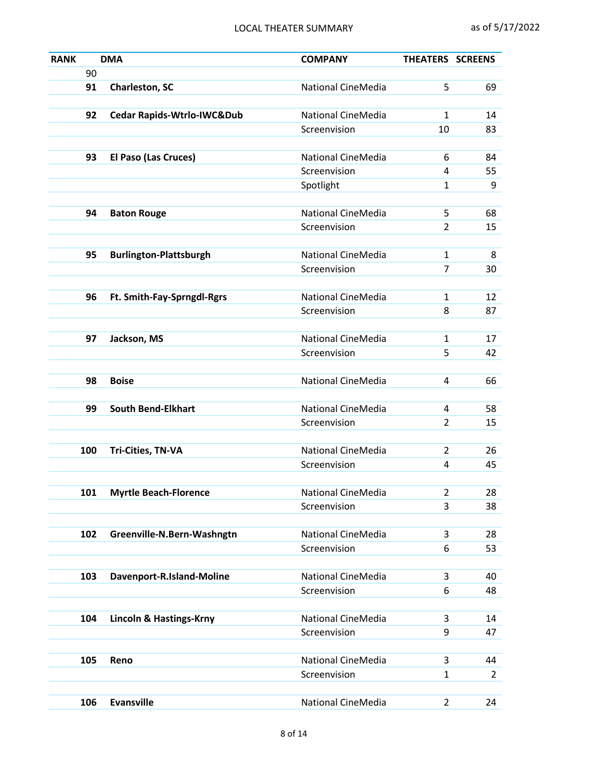# LOCAL THEATER SUMMARY

as of 5/17/2022

| RANK | DMA | COMPANY | THEATERS | SCREENS |
|---|---|---|---|---|
| 90 | | | | |
| **91** | **Charleston, SC** | National CineMedia | 5 | 69 |
| | | | | |
| **92** | **Cedar Rapids-Wtrlo-IWC&Dub** | National CineMedia | 1 | 14 |
| | | Screenvision | 10 | 83 |
| | | | | |
| **93** | **El Paso (Las Cruces)** | National CineMedia | 6 | 84 |
| | | Screenvision | 4 | 55 |
| | | Spotlight | 1 | 9 |
| | | | | |
| **94** | **Baton Rouge** | National CineMedia | 5 | 68 |
| | | Screenvision | 2 | 15 |
| | | | | |
| **95** | **Burlington-Plattsburgh** | National CineMedia | 1 | 8 |
| | | Screenvision | 7 | 30 |
| | | | | |
| **96** | **Ft. Smith-Fay-Sprngdl-Rgrs** | National CineMedia | 1 | 12 |
| | | Screenvision | 8 | 87 |
| | | | | |
| **97** | **Jackson, MS** | National CineMedia | 1 | 17 |
| | | Screenvision | 5 | 42 |
| | | | | |
| **98** | **Boise** | National CineMedia | 4 | 66 |
| | | | | |
| **99** | **South Bend-Elkhart** | National CineMedia | 4 | 58 |
| | | Screenvision | 2 | 15 |
| | | | | |
| **100** | **Tri-Cities, TN-VA** | National CineMedia | 2 | 26 |
| | | Screenvision | 4 | 45 |
| | | | | |
| **101** | **Myrtle Beach-Florence** | National CineMedia | 2 | 28 |
| | | Screenvision | 3 | 38 |
| | | | | |
| **102** | **Greenville-N.Bern-Washngtn** | National CineMedia | 3 | 28 |
| | | Screenvision | 6 | 53 |
| | | | | |
| **103** | **Davenport-R.Island-Moline** | National CineMedia | 3 | 40 |
| | | Screenvision | 6 | 48 |
| | | | | |
| **104** | **Lincoln & Hastings-Krny** | National CineMedia | 3 | 14 |
| | | Screenvision | 9 | 47 |
| | | | | |
| **105** | **Reno** | National CineMedia | 3 | 44 |
| | | Screenvision | 1 | 2 |
| | | | | |
| **106** | **Evansville** | National CineMedia | 2 | 24 |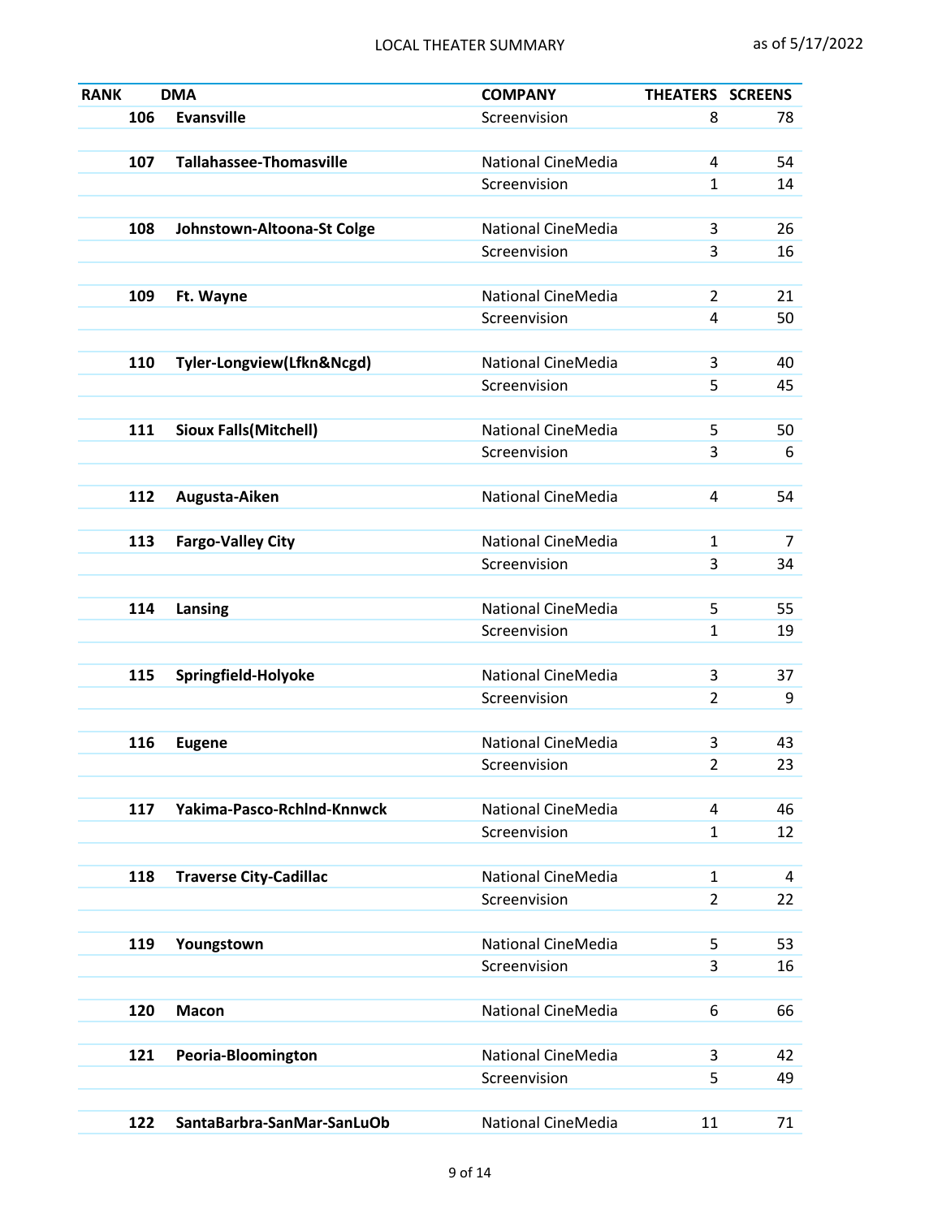| RANK | DMA | COMPANY | THEATERS | SCREENS |
|---|---|---|---|---|
| 106 | **Evansville** | Screenvision | 8 | 78 |
| 107 | **Tallahassee-Thomasville** | National CineMedia | 4 | 54 |
| | | Screenvision | 1 | 14 |
| 108 | **Johnstown-Altoona-St Colge** | National CineMedia | 3 | 26 |
| | | Screenvision | 3 | 16 |
| 109 | **Ft. Wayne** | National CineMedia | 2 | 21 |
| | | Screenvision | 4 | 50 |
| 110 | **Tyler-Longview(Lfkn&Ncgd)** | National CineMedia | 3 | 40 |
| | | Screenvision | 5 | 45 |
| 111 | **Sioux Falls(Mitchell)** | National CineMedia | 5 | 50 |
| | | Screenvision | 3 | 6 |
| 112 | **Augusta-Aiken** | National CineMedia | 4 | 54 |
| 113 | **Fargo-Valley City** | National CineMedia | 1 | 7 |
| | | Screenvision | 3 | 34 |
| 114 | **Lansing** | National CineMedia | 5 | 55 |
| | | Screenvision | 1 | 19 |
| 115 | **Springfield-Holyoke** | National CineMedia | 3 | 37 |
| | | Screenvision | 2 | 9 |
| 116 | **Eugene** | National CineMedia | 3 | 43 |
| | | Screenvision | 2 | 23 |
| 117 | **Yakima-Pasco-Rchlnd-Knnwck** | National CineMedia | 4 | 46 |
| | | Screenvision | 1 | 12 |
| 118 | **Traverse City-Cadillac** | National CineMedia | 1 | 4 |
| | | Screenvision | 2 | 22 |
| 119 | **Youngstown** | National CineMedia | 5 | 53 |
| | | Screenvision | 3 | 16 |
| 120 | **Macon** | National CineMedia | 6 | 66 |
| 121 | **Peoria-Bloomington** | National CineMedia | 3 | 42 |
| | | Screenvision | 5 | 49 |
| 122 | **SantaBarbra-SanMar-SanLuOb** | National CineMedia | 11 | 71 |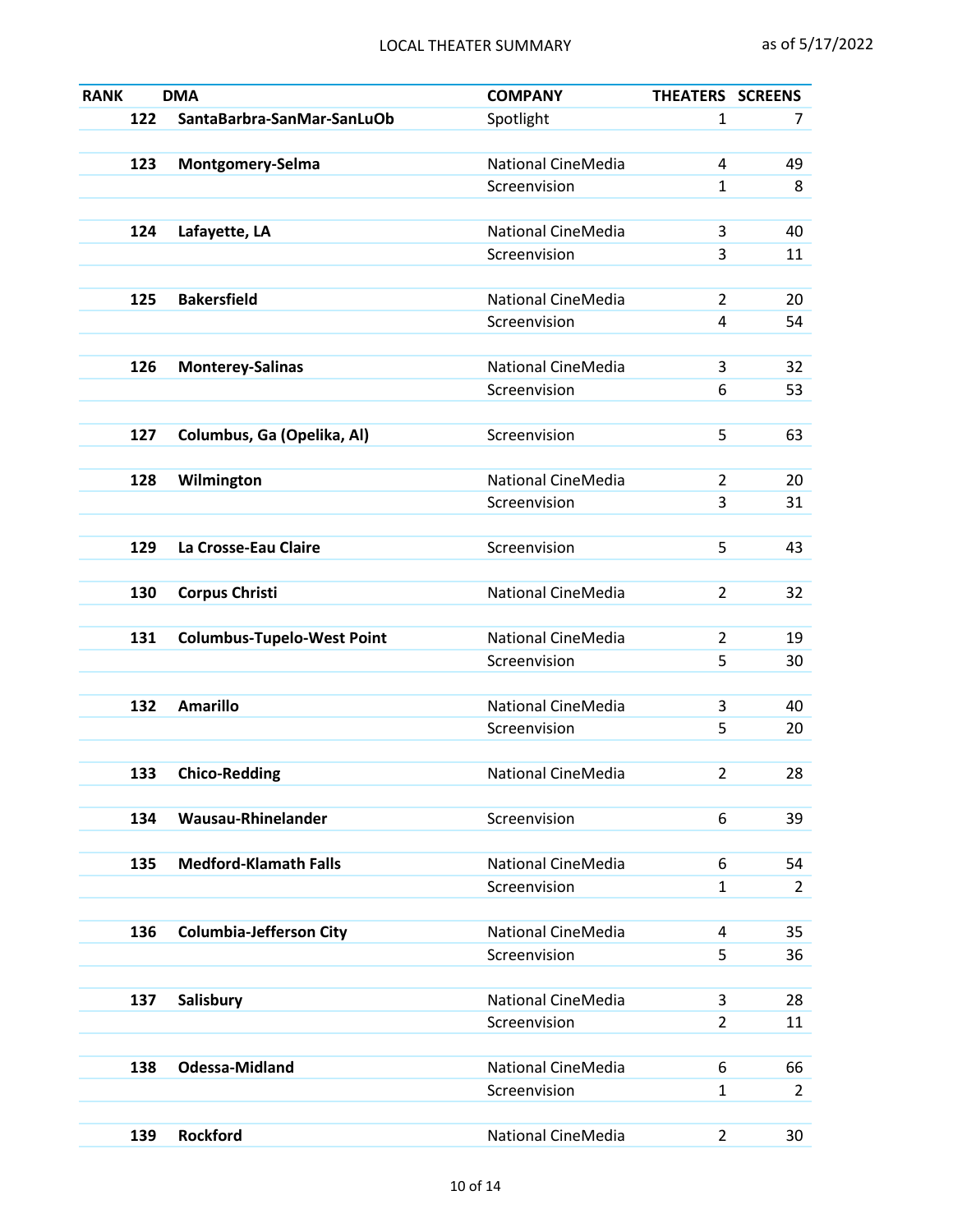# LOCAL THEATER SUMMARY

as of 5/17/2022

| RANK | DMA | COMPANY | THEATERS | SCREENS |
|---|---|---|---|---|
| 122 | **SantaBarbra-SanMar-SanLuOb** | Spotlight | 1 | 7 |
| 123 | **Montgomery-Selma** | National CineMedia | 4 | 49 |
| | | Screenvision | 1 | 8 |
| 124 | **Lafayette, LA** | National CineMedia | 3 | 40 |
| | | Screenvision | 3 | 11 |
| 125 | **Bakersfield** | National CineMedia | 2 | 20 |
| | | Screenvision | 4 | 54 |
| 126 | **Monterey-Salinas** | National CineMedia | 3 | 32 |
| | | Screenvision | 6 | 53 |
| 127 | **Columbus, Ga (Opelika, Al)** | Screenvision | 5 | 63 |
| 128 | **Wilmington** | National CineMedia | 2 | 20 |
| | | Screenvision | 3 | 31 |
| 129 | **La Crosse-Eau Claire** | Screenvision | 5 | 43 |
| 130 | **Corpus Christi** | National CineMedia | 2 | 32 |
| 131 | **Columbus-Tupelo-West Point** | National CineMedia | 2 | 19 |
| | | Screenvision | 5 | 30 |
| 132 | **Amarillo** | National CineMedia | 3 | 40 |
| | | Screenvision | 5 | 20 |
| 133 | **Chico-Redding** | National CineMedia | 2 | 28 |
| 134 | **Wausau-Rhinelander** | Screenvision | 6 | 39 |
| 135 | **Medford-Klamath Falls** | National CineMedia | 6 | 54 |
| | | Screenvision | 1 | 2 |
| 136 | **Columbia-Jefferson City** | National CineMedia | 4 | 35 |
| | | Screenvision | 5 | 36 |
| 137 | **Salisbury** | National CineMedia | 3 | 28 |
| | | Screenvision | 2 | 11 |
| 138 | **Odessa-Midland** | National CineMedia | 6 | 66 |
| | | Screenvision | 1 | 2 |
| 139 | **Rockford** | National CineMedia | 2 | 30 |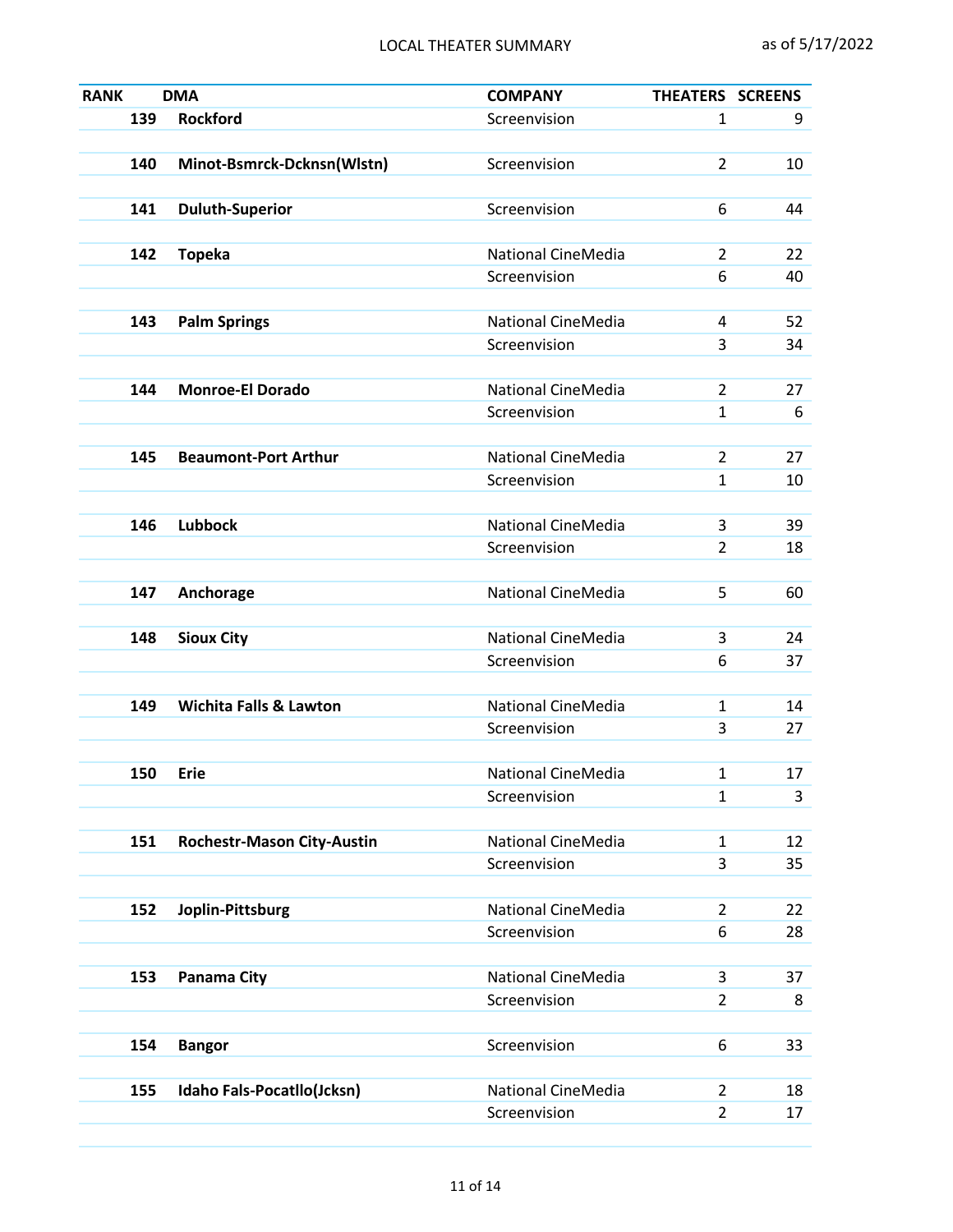| RANK | DMA | COMPANY | THEATERS | SCREENS |
|---|---|---|---|---|
| 139 | **Rockford** | Screenvision | 1 | 9 |
| 140 | **Minot-Bsmrck-Dcknsn(Wlstn)** | Screenvision | 2 | 10 |
| 141 | **Duluth-Superior** | Screenvision | 6 | 44 |
| 142 | **Topeka** | National CineMedia | 2 | 22 |
| | | Screenvision | 6 | 40 |
| 143 | **Palm Springs** | National CineMedia | 4 | 52 |
| | | Screenvision | 3 | 34 |
| 144 | **Monroe-El Dorado** | National CineMedia | 2 | 27 |
| | | Screenvision | 1 | 6 |
| 145 | **Beaumont-Port Arthur** | National CineMedia | 2 | 27 |
| | | Screenvision | 1 | 10 |
| 146 | **Lubbock** | National CineMedia | 3 | 39 |
| | | Screenvision | 2 | 18 |
| 147 | **Anchorage** | National CineMedia | 5 | 60 |
| 148 | **Sioux City** | National CineMedia | 3 | 24 |
| | | Screenvision | 6 | 37 |
| 149 | **Wichita Falls & Lawton** | National CineMedia | 1 | 14 |
| | | Screenvision | 3 | 27 |
| 150 | **Erie** | National CineMedia | 1 | 17 |
| | | Screenvision | 1 | 3 |
| 151 | **Rochestr-Mason City-Austin** | National CineMedia | 1 | 12 |
| | | Screenvision | 3 | 35 |
| 152 | **Joplin-Pittsburg** | National CineMedia | 2 | 22 |
| | | Screenvision | 6 | 28 |
| 153 | **Panama City** | National CineMedia | 3 | 37 |
| | | Screenvision | 2 | 8 |
| 154 | **Bangor** | Screenvision | 6 | 33 |
| 155 | **Idaho Fals-Pocatllo(Jcksn)** | National CineMedia | 2 | 18 |
| | | Screenvision | 2 | 17 |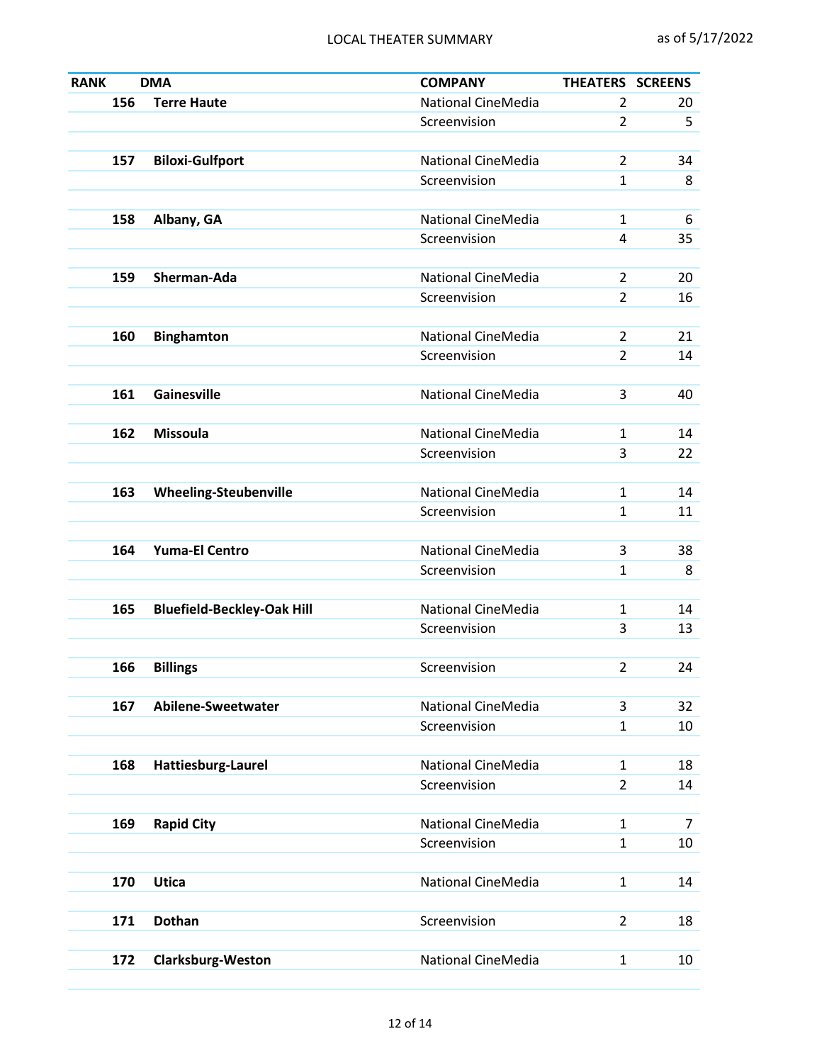| RANK | DMA | COMPANY | THEATERS | SCREENS |
|---|---|---|---|---|
| 156 | **Terre Haute** | National CineMedia | 2 | 20 |
| | | Screenvision | 2 | 5 |
| 157 | **Biloxi-Gulfport** | National CineMedia | 2 | 34 |
| | | Screenvision | 1 | 8 |
| 158 | **Albany, GA** | National CineMedia | 1 | 6 |
| | | Screenvision | 4 | 35 |
| 159 | **Sherman-Ada** | National CineMedia | 2 | 20 |
| | | Screenvision | 2 | 16 |
| 160 | **Binghamton** | National CineMedia | 2 | 21 |
| | | Screenvision | 2 | 14 |
| 161 | **Gainesville** | National CineMedia | 3 | 40 |
| 162 | **Missoula** | National CineMedia | 1 | 14 |
| | | Screenvision | 3 | 22 |
| 163 | **Wheeling-Steubenville** | National CineMedia | 1 | 14 |
| | | Screenvision | 1 | 11 |
| 164 | **Yuma-El Centro** | National CineMedia | 3 | 38 |
| | | Screenvision | 1 | 8 |
| 165 | **Bluefield-Beckley-Oak Hill** | National CineMedia | 1 | 14 |
| | | Screenvision | 3 | 13 |
| 166 | **Billings** | Screenvision | 2 | 24 |
| 167 | **Abilene-Sweetwater** | National CineMedia | 3 | 32 |
| | | Screenvision | 1 | 10 |
| 168 | **Hattiesburg-Laurel** | National CineMedia | 1 | 18 |
| | | Screenvision | 2 | 14 |
| 169 | **Rapid City** | National CineMedia | 1 | 7 |
| | | Screenvision | 1 | 10 |
| 170 | **Utica** | National CineMedia | 1 | 14 |
| 171 | **Dothan** | Screenvision | 2 | 18 |
| 172 | **Clarksburg-Weston** | National CineMedia | 1 | 10 |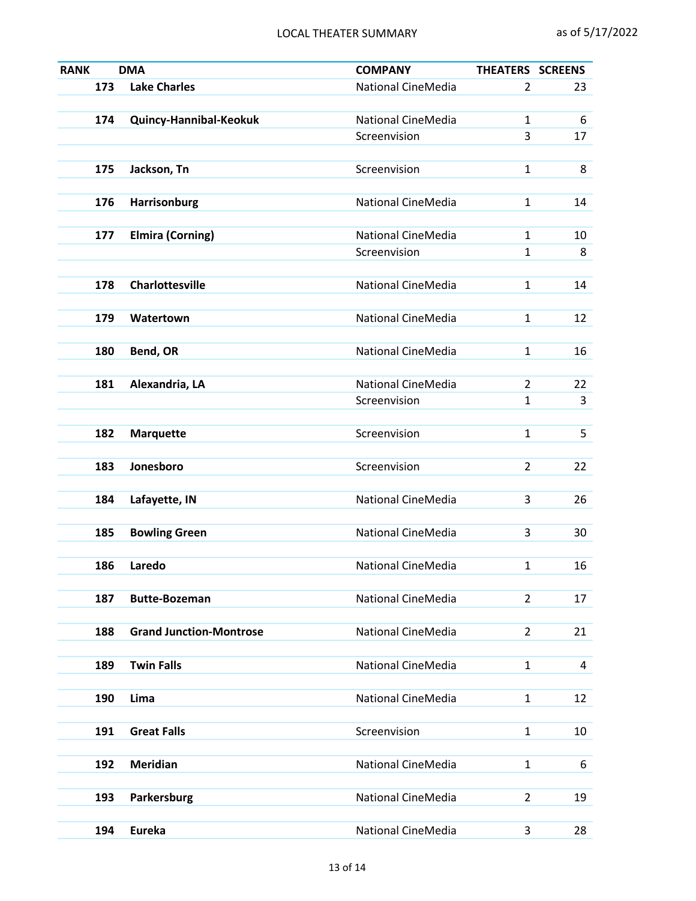| RANK | DMA | COMPANY | THEATERS | SCREENS |
|---|---|---|---|---|
| 173 | **Lake Charles** | National CineMedia | 2 | 23 |
| 174 | **Quincy-Hannibal-Keokuk** | National CineMedia | 1 | 6 |
| | | Screenvision | 3 | 17 |
| 175 | **Jackson, Tn** | Screenvision | 1 | 8 |
| 176 | **Harrisonburg** | National CineMedia | 1 | 14 |
| 177 | **Elmira (Corning)** | National CineMedia | 1 | 10 |
| | | Screenvision | 1 | 8 |
| 178 | **Charlottesville** | National CineMedia | 1 | 14 |
| 179 | **Watertown** | National CineMedia | 1 | 12 |
| 180 | **Bend, OR** | National CineMedia | 1 | 16 |
| 181 | **Alexandria, LA** | National CineMedia | 2 | 22 |
| | | Screenvision | 1 | 3 |
| 182 | **Marquette** | Screenvision | 1 | 5 |
| 183 | **Jonesboro** | Screenvision | 2 | 22 |
| 184 | **Lafayette, IN** | National CineMedia | 3 | 26 |
| 185 | **Bowling Green** | National CineMedia | 3 | 30 |
| 186 | **Laredo** | National CineMedia | 1 | 16 |
| 187 | **Butte-Bozeman** | National CineMedia | 2 | 17 |
| 188 | **Grand Junction-Montrose** | National CineMedia | 2 | 21 |
| 189 | **Twin Falls** | National CineMedia | 1 | 4 |
| 190 | **Lima** | National CineMedia | 1 | 12 |
| 191 | **Great Falls** | Screenvision | 1 | 10 |
| 192 | **Meridian** | National CineMedia | 1 | 6 |
| 193 | **Parkersburg** | National CineMedia | 2 | 19 |
| 194 | **Eureka** | National CineMedia | 3 | 28 |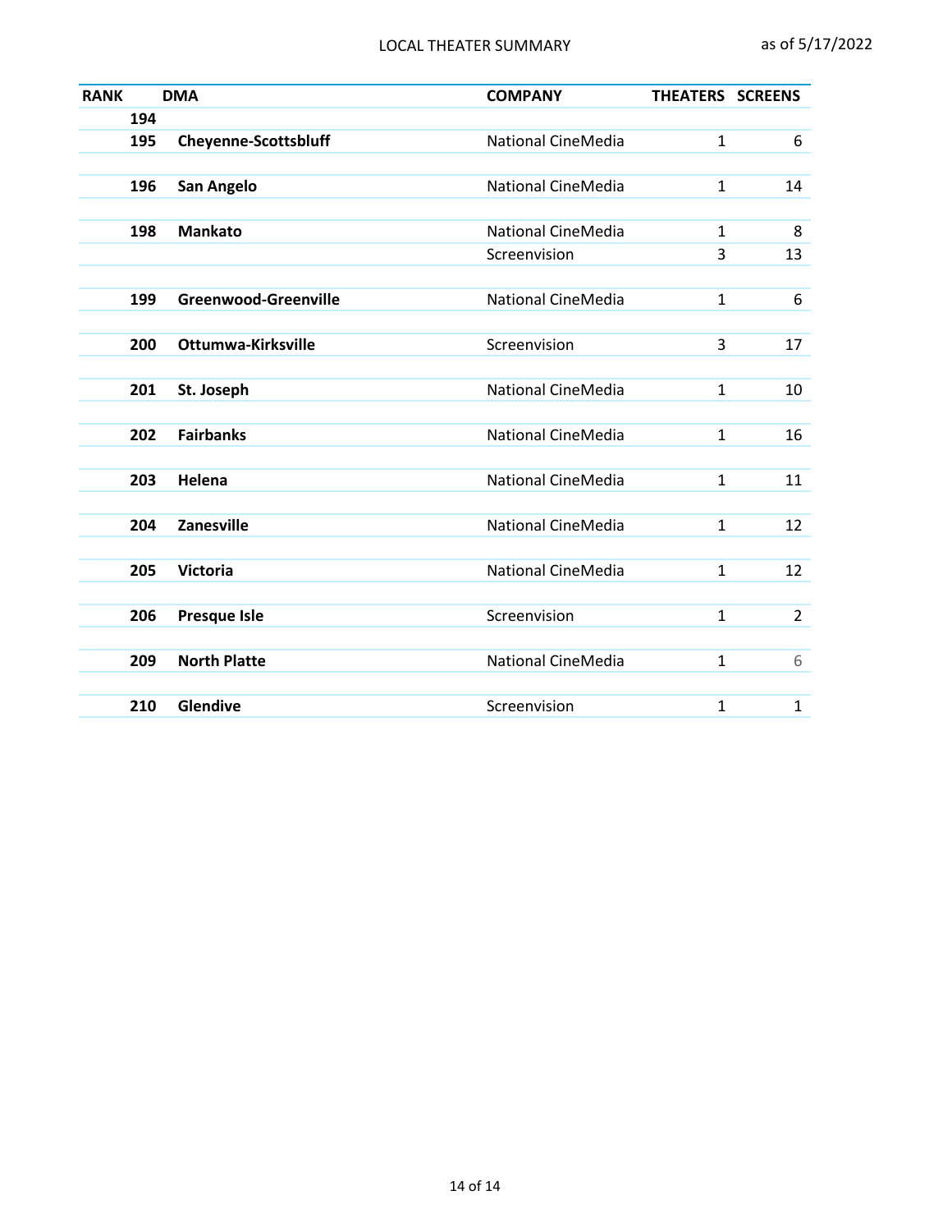LOCAL THEATER SUMMARY

as of 5/17/2022

| RANK | DMA | COMPANY | THEATERS | SCREENS |
|---|---|---|---|---|
| 194 | | | | |
| 195 | **Cheyenne-Scottsbluff** | National CineMedia | 1 | 6 |
| 196 | **San Angelo** | National CineMedia | 1 | 14 |
| 198 | **Mankato** | National CineMedia | 1 | 8 |
| | | Screenvision | 3 | 13 |
| 199 | **Greenwood-Greenville** | National CineMedia | 1 | 6 |
| 200 | **Ottumwa-Kirksville** | Screenvision | 3 | 17 |
| 201 | **St. Joseph** | National CineMedia | 1 | 10 |
| 202 | **Fairbanks** | National CineMedia | 1 | 16 |
| 203 | **Helena** | National CineMedia | 1 | 11 |
| 204 | **Zanesville** | National CineMedia | 1 | 12 |
| 205 | **Victoria** | National CineMedia | 1 | 12 |
| 206 | **Presque Isle** | Screenvision | 1 | 2 |
| 209 | **North Platte** | National CineMedia | 1 | 6 |
| 210 | **Glendive** | Screenvision | 1 | 1 |